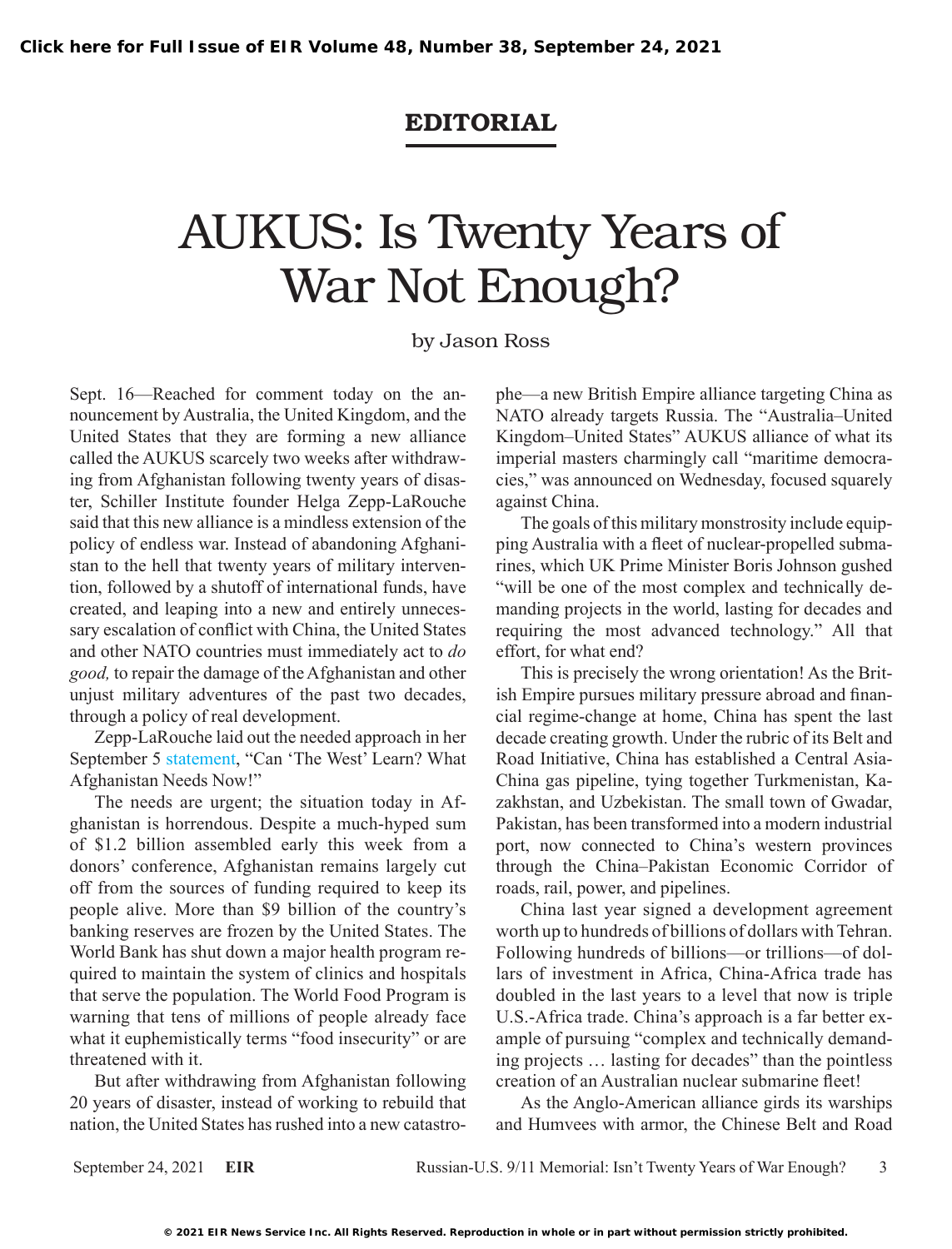## EDITORIAL

# AUKUS: Is Twenty Years of War Not Enough?

by Jason Ross

Sept. 16—Reached for comment today on the announcement by Australia, the United Kingdom, and the United States that they are forming a new alliance called the AUKUS scarcely two weeks after withdrawing from Afghanistan following twenty years of disaster, Schiller Institute founder Helga Zepp-LaRouche said that this new alliance is a mindless extension of the policy of endless war. Instead of abandoning Afghanistan to the hell that twenty years of military intervention, followed by a shutoff of international funds, have created, and leaping into a new and entirely unnecessary escalation of conflict with China, the United States and other NATO countries must immediately act to *do good,* to repair the damage of the Afghanistan and other unjust military adventures of the past two decades, through a policy of real development.

Zepp-LaRouche laid out the needed approach in her September 5 statement, "Can 'The West' Learn? What Afghanistan Needs Now!"

The needs are urgent; the situation today in Afghanistan is horrendous. Despite a much-hyped sum of $1.2 billion assembled early this week from a donors' conference, Afghanistan remains largely cut off from the sources of funding required to keep its people alive. More than $9 billion of the country's banking reserves are frozen by the United States. The World Bank has shut down a major health program required to maintain the system of clinics and hospitals that serve the population. The World Food Program is warning that tens of millions of people already face what it euphemistically terms "food insecurity" or are threatened with it.

But after withdrawing from Afghanistan following 20 years of disaster, instead of working to rebuild that nation, the United States has rushed into a new catastrophe—a new British Empire alliance targeting China as NATO already targets Russia. The "Australia–United Kingdom–United States" AUKUS alliance of what its imperial masters charmingly call "maritime democracies," was announced on Wednesday, focused squarely against China.

The goals of this military monstrosity include equipping Australia with a fleet of nuclear-propelled submarines, which UK Prime Minister Boris Johnson gushed "will be one of the most complex and technically demanding projects in the world, lasting for decades and requiring the most advanced technology." All that effort, for what end?

This is precisely the wrong orientation! As the British Empire pursues military pressure abroad and financial regime-change at home, China has spent the last decade creating growth. Under the rubric of its Belt and Road Initiative, China has established a Central Asia-China gas pipeline, tying together Turkmenistan, Kazakhstan, and Uzbekistan. The small town of Gwadar, Pakistan, has been transformed into a modern industrial port, now connected to China's western provinces through the China–Pakistan Economic Corridor of roads, rail, power, and pipelines.

China last year signed a development agreement worth up to hundreds of billions of dollars with Tehran. Following hundreds of billions—or trillions—of dollars of investment in Africa, China-Africa trade has doubled in the last years to a level that now is triple U.S.-Africa trade. China's approach is a far better example of pursuing "complex and technically demanding projects … lasting for decades" than the pointless creation of an Australian nuclear submarine fleet!

As the Anglo-American alliance girds its warships and Humvees with armor, the Chinese Belt and Road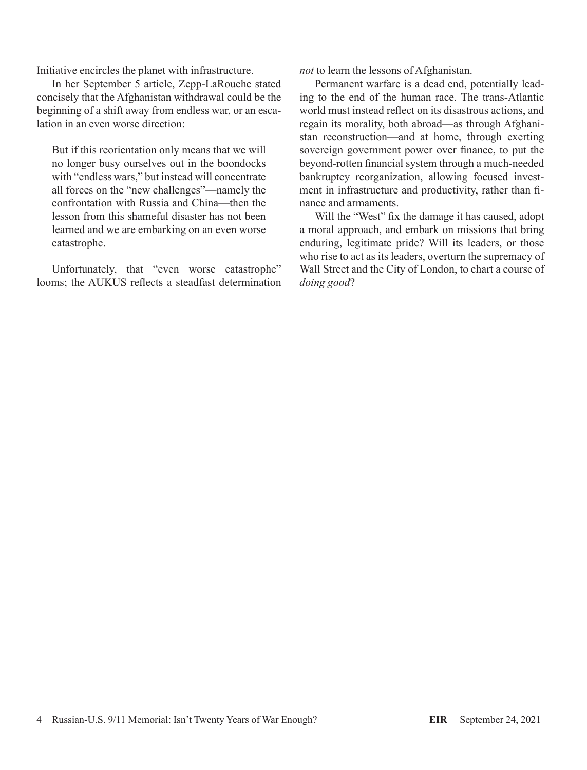Initiative encircles the planet with infrastructure.

In her September 5 article, Zepp-LaRouche stated concisely that the Afghanistan withdrawal could be the beginning of a shift away from endless war, or an escalation in an even worse direction:

> But if this reorientation only means that we will no longer busy ourselves out in the boondocks with "endless wars," but instead will concentrate all forces on the "new challenges"—namely the confrontation with Russia and China—then the lesson from this shameful disaster has not been learned and we are embarking on an even worse catastrophe.

Unfortunately, that "even worse catastrophe" looms; the AUKUS reflects a steadfast determination *not* to learn the lessons of Afghanistan.

Permanent warfare is a dead end, potentially leading to the end of the human race. The trans-Atlantic world must instead reflect on its disastrous actions, and regain its morality, both abroad—as through Afghanistan reconstruction—and at home, through exerting sovereign government power over finance, to put the beyond-rotten financial system through a much-needed bankruptcy reorganization, allowing focused investment in infrastructure and productivity, rather than finance and armaments.

Will the "West" fix the damage it has caused, adopt a moral approach, and embark on missions that bring enduring, legitimate pride? Will its leaders, or those who rise to act as its leaders, overturn the supremacy of Wall Street and the City of London, to chart a course of *doing good*?